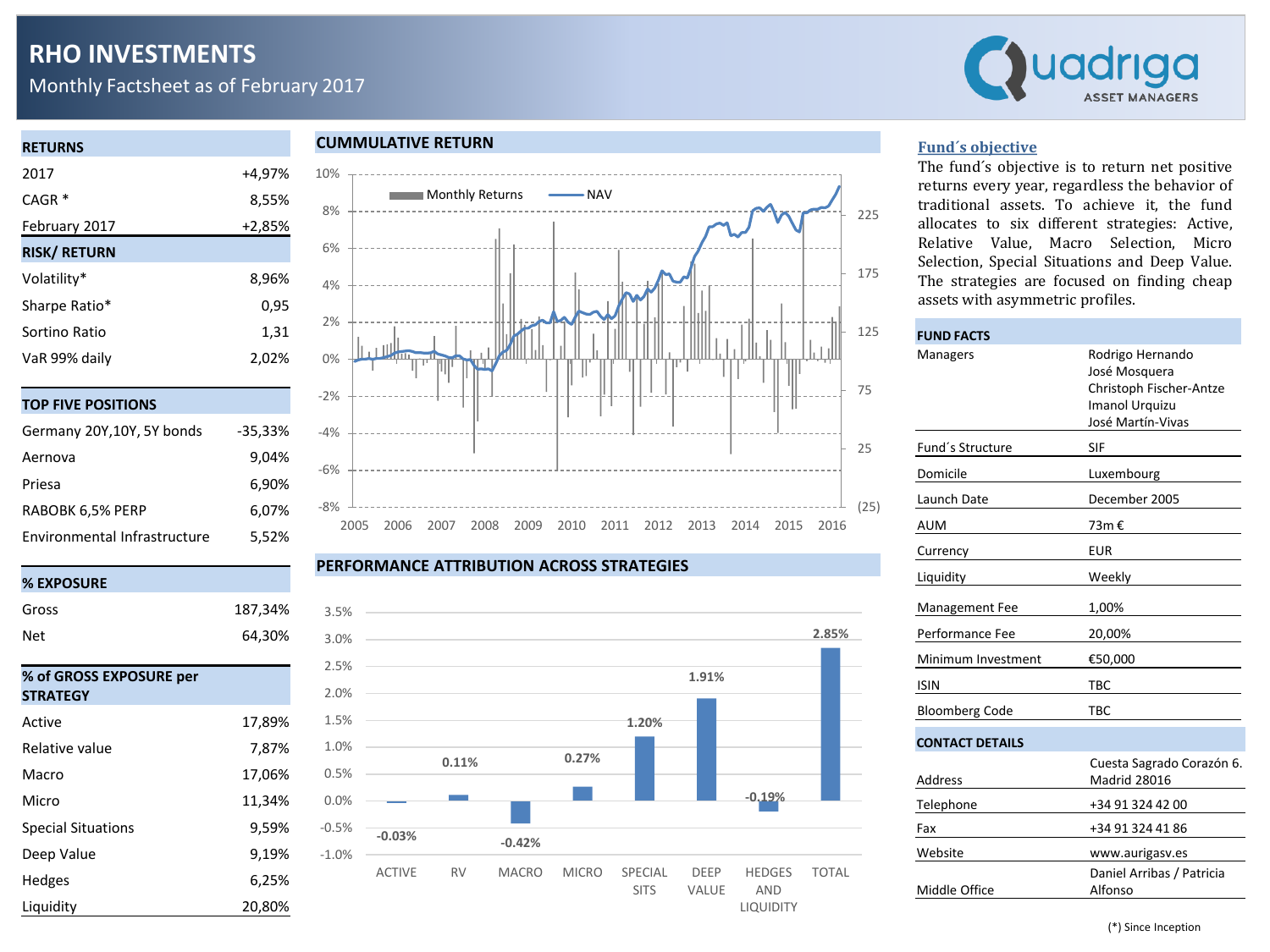# RHO INVESTMENTS

Monthly Factsheet as of February 2017

Quadriga ASSET MANAGERS

| RETURNS | |
|---|---|
| 2017 | +4,97% |
| CAGR * | 8,55% |
| February 2017 | +2,85% |

| RISK/ RETURN | |
|---|---|
| Volatility* | 8,96% |
| Sharpe Ratio* | 0,95 |
| Sortino Ratio | 1,31 |
| VaR 99% daily | 2,02% |

| TOP FIVE POSITIONS | |
|---|---|
| Germany 20Y,10Y, 5Y bonds | -35,33% |
| Aernova | 9,04% |
| Priesa | 6,90% |
| RABOBK 6,5% PERP | 6,07% |
| Environmental Infrastructure | 5,52% |

| % EXPOSURE | |
|---|---|
| Gross | 187,34% |
| Net | 64,30% |

| % of GROSS EXPOSURE per STRATEGY | |
|---|---|
| Active | 17,89% |
| Relative value | 7,87% |
| Macro | 17,06% |
| Micro | 11,34% |
| Special Situations | 9,59% |
| Deep Value | 9,19% |
| Hedges | 6,25% |
| Liquidity | 20,80% |

## CUMMULATIVE RETURN

## PERFORMANCE ATTRIBUTION ACROSS STRATEGIES

| ACTIVE | RV | MACRO | MICRO | SPECIAL SITS | DEEP VALUE | HEDGES AND LIQUIDITY | TOTAL |
|---|---|---|---|---|---|---|---|
| -0.03% | 0.11% | -0.42% | 0.27% | 1.20% | 1.91% | -0.19% | 2.85% |

## Fund´s objective

The fund´s objective is to return net positive returns every year, regardless the behavior of traditional assets. To achieve it, the fund allocates to six different strategies: Active, Relative Value, Macro Selection, Micro Selection, Special Situations and Deep Value. The strategies are focused on finding cheap assets with asymmetric profiles.

| FUND FACTS | |
|---|---|
| Managers | Rodrigo Hernando<br>José Mosquera<br>Christoph Fischer-Antze<br>Imanol Urquizu<br>José Martín-Vivas |
| Fund´s Structure | SIF |
| Domicile | Luxembourg |
| Launch Date | December 2005 |
| AUM | 73m € |
| Currency | EUR |
| Liquidity | Weekly |
| Management Fee | 1,00% |
| Performance Fee | 20,00% |
| Minimum Investment | €50,000 |
| ISIN | TBC |
| Bloomberg Code | TBC |

| CONTACT DETAILS | |
|---|---|
| Address | Cuesta Sagrado Corazón 6. Madrid 28016 |
| Telephone | +34 91 324 42 00 |
| Fax | +34 91 324 41 86 |
| Website | www.aurigasv.es |
| Middle Office | Daniel Arribas / Patricia Alfonso |

(*) Since Inception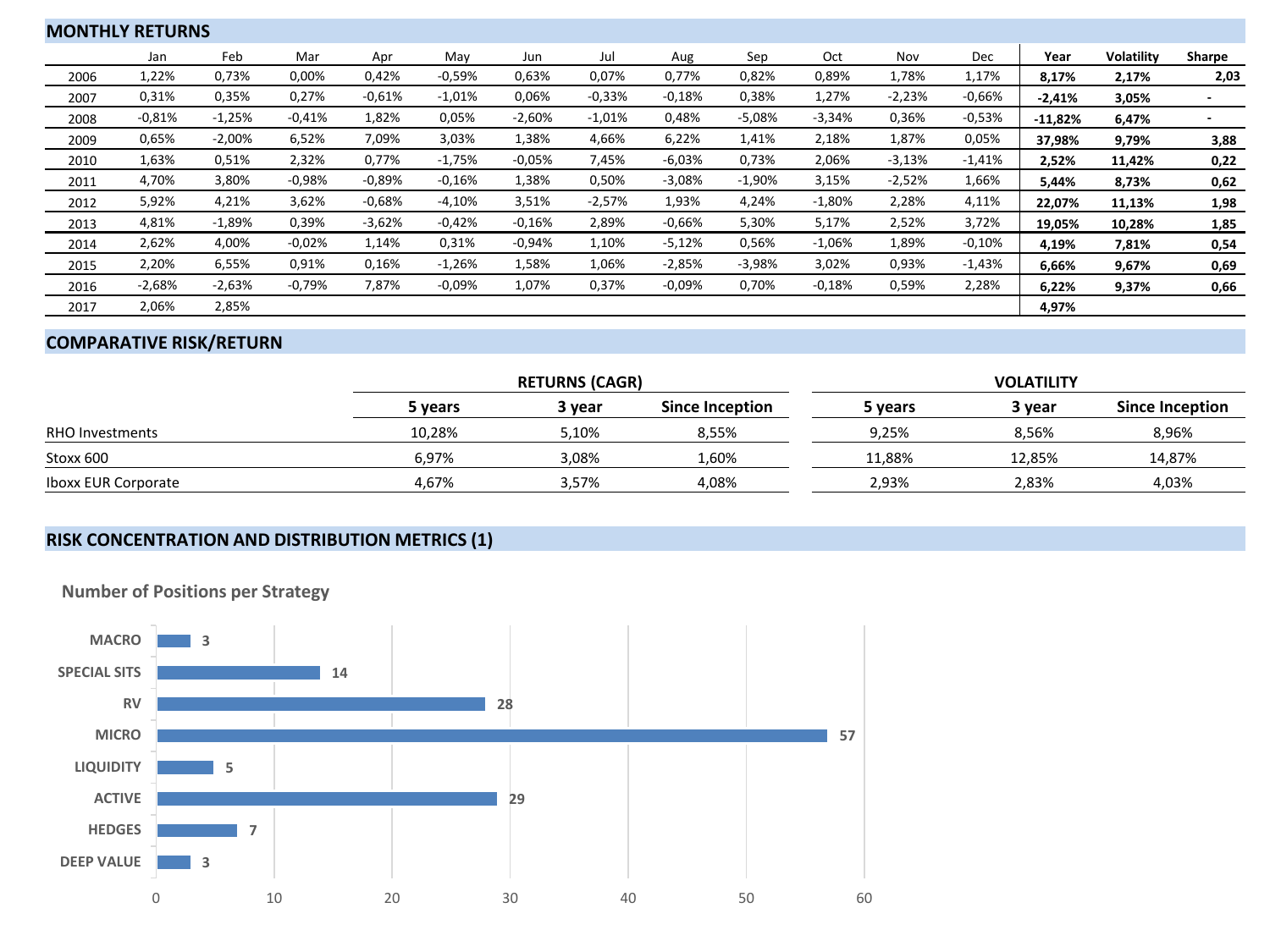## MONTHLY RETURNS

| | Jan | Feb | Mar | Apr | May | Jun | Jul | Aug | Sep | Oct | Nov | Dec | Year | Volatility | Sharpe |
|---|---|---|---|---|---|---|---|---|---|---|---|---|---|---|---|
| 2006 | 1,22% | 0,73% | 0,00% | 0,42% | -0,59% | 0,63% | 0,07% | 0,77% | 0,82% | 0,89% | 1,78% | 1,17% | **8,17%** | **2,17%** | **2,03** |
| 2007 | 0,31% | 0,35% | 0,27% | -0,61% | -1,01% | 0,06% | -0,33% | -0,18% | 0,38% | 1,27% | -2,23% | -0,66% | **-2,41%** | **3,05%** | **-** |
| 2008 | -0,81% | -1,25% | -0,41% | 1,82% | 0,05% | -2,60% | -1,01% | 0,48% | -5,08% | -3,34% | 0,36% | -0,53% | **-11,82%** | **6,47%** | **-** |
| 2009 | 0,65% | -2,00% | 6,52% | 7,09% | 3,03% | 1,38% | 4,66% | 6,22% | 1,41% | 2,18% | 1,87% | 0,05% | **37,98%** | **9,79%** | **3,88** |
| 2010 | 1,63% | 0,51% | 2,32% | 0,77% | -1,75% | -0,05% | 7,45% | -6,03% | 0,73% | 2,06% | -3,13% | -1,41% | **2,52%** | **11,42%** | **0,22** |
| 2011 | 4,70% | 3,80% | -0,98% | -0,89% | -0,16% | 1,38% | 0,50% | -3,08% | -1,90% | 3,15% | -2,52% | 1,66% | **5,44%** | **8,73%** | **0,62** |
| 2012 | 5,92% | 4,21% | 3,62% | -0,68% | -4,10% | 3,51% | -2,57% | 1,93% | 4,24% | -1,80% | 2,28% | 4,11% | **22,07%** | **11,13%** | **1,98** |
| 2013 | 4,81% | -1,89% | 0,39% | -3,62% | -0,42% | -0,16% | 2,89% | -0,66% | 5,30% | 5,17% | 2,52% | 3,72% | **19,05%** | **10,28%** | **1,85** |
| 2014 | 2,62% | 4,00% | -0,02% | 1,14% | 0,31% | -0,94% | 1,10% | -5,12% | 0,56% | -1,06% | 1,89% | -0,10% | **4,19%** | **7,81%** | **0,54** |
| 2015 | 2,20% | 6,55% | 0,91% | 0,16% | -1,26% | 1,58% | 1,06% | -2,85% | -3,98% | 3,02% | 0,93% | -1,43% | **6,66%** | **9,67%** | **0,69** |
| 2016 | -2,68% | -2,63% | -0,79% | 7,87% | -0,09% | 1,07% | 0,37% | -0,09% | 0,70% | -0,18% | 0,59% | 2,28% | **6,22%** | **9,37%** | **0,66** |
| 2017 | 2,06% | 2,85% | | | | | | | | | | | **4,97%** | | |

## COMPARATIVE RISK/RETURN

| | RETURNS (CAGR) | | | VOLATILITY | | |
|---|---|---|---|---|---|---|
| | **5 years** | **3 year** | **Since Inception** | **5 years** | **3 year** | **Since Inception** |
| RHO Investments | 10,28% | 5,10% | 8,55% | 9,25% | 8,56% | 8,96% |
| Stoxx 600 | 6,97% | 3,08% | 1,60% | 11,88% | 12,85% | 14,87% |
| Iboxx EUR Corporate | 4,67% | 3,57% | 4,08% | 2,93% | 2,83% | 4,03% |

## RISK CONCENTRATION AND DISTRIBUTION METRICS (1)

### Number of Positions per Strategy

| Strategy | Number of Positions |
|---|---|
| MACRO | 3 |
| SPECIAL SITS | 14 |
| RV | 28 |
| MICRO | 57 |
| LIQUIDITY | 5 |
| ACTIVE | 29 |
| HEDGES | 7 |
| DEEP VALUE | 3 |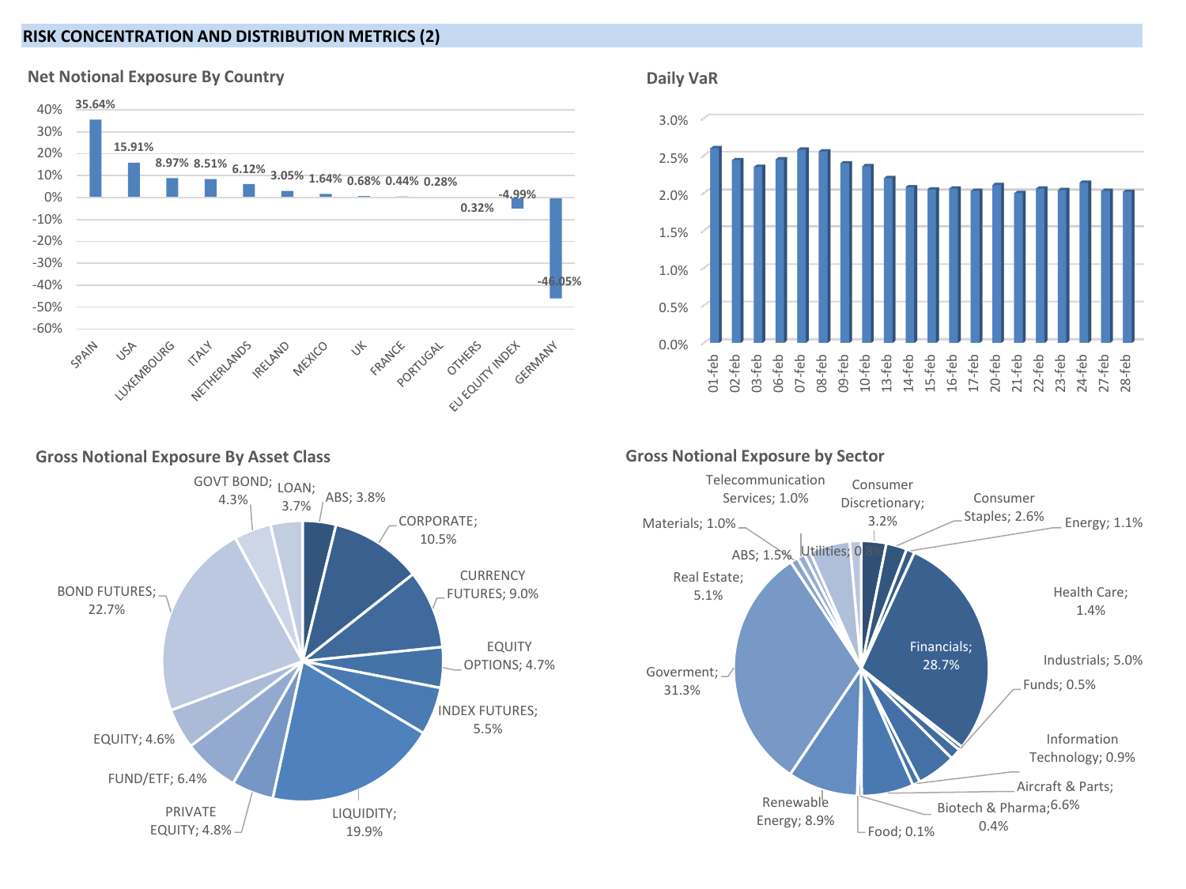## RISK CONCENTRATION AND DISTRIBUTION METRICS (2)

### Net Notional Exposure By Country

| Country | Net Notional Exposure |
|---|---|
| SPAIN | 35.64% |
| USA | 15.91% |
| LUXEMBOURG | 8.97% |
| ITALY | 8.51% |
| NETHERLANDS | 6.12% |
| IRELAND | 3.05% |
| MEXICO | 1.64% |
| UK | 0.68% |
| FRANCE | 0.44% |
| PORTUGAL | 0.28% |
| OTHERS | 0.32% |
| EU EQUITY INDEX | -4.99% |
| GERMANY | -46.05% |

### Daily VaR

Dates: 01-feb, 02-feb, 03-feb, 06-feb, 07-feb, 08-feb, 09-feb, 10-feb, 13-feb, 14-feb, 15-feb, 16-feb, 17-feb, 20-feb, 21-feb, 22-feb, 23-feb, 24-feb, 27-feb, 28-feb

Axis: 0.0%, 0.5%, 1.0%, 1.5%, 2.0%, 2.5%, 3.0%

### Gross Notional Exposure By Asset Class

| Asset Class | Exposure |
|---|---|
| ABS | 3.8% |
| CORPORATE | 10.5% |
| CURRENCY FUTURES | 9.0% |
| EQUITY OPTIONS | 4.7% |
| INDEX FUTURES | 5.5% |
| LIQUIDITY | 19.9% |
| PRIVATE EQUITY | 4.8% |
| FUND/ETF | 6.4% |
| EQUITY | 4.6% |
| BOND FUTURES | 22.7% |
| GOVT BOND | 4.3% |
| LOAN | 3.7% |

### Gross Notional Exposure by Sector

| Sector | Exposure |
|---|---|
| Consumer Discretionary | 3.2% |
| Consumer Staples | 2.6% |
| Energy | 1.1% |
| Financials | 28.7% |
| Health Care | 1.4% |
| Industrials | 5.0% |
| Funds | 0.5% |
| Information Technology | 0.9% |
| Aircraft & Parts | 6.6% |
| Biotech & Pharma | 0.4% |
| Food | 0.1% |
| Renewable Energy | 8.9% |
| Goverment | 31.3% |
| Real Estate | 5.1% |
| ABS | 1.5% |
| Materials | 1.0% |
| Telecommunication Services | 1.0% |
| Utilities | 0.8% |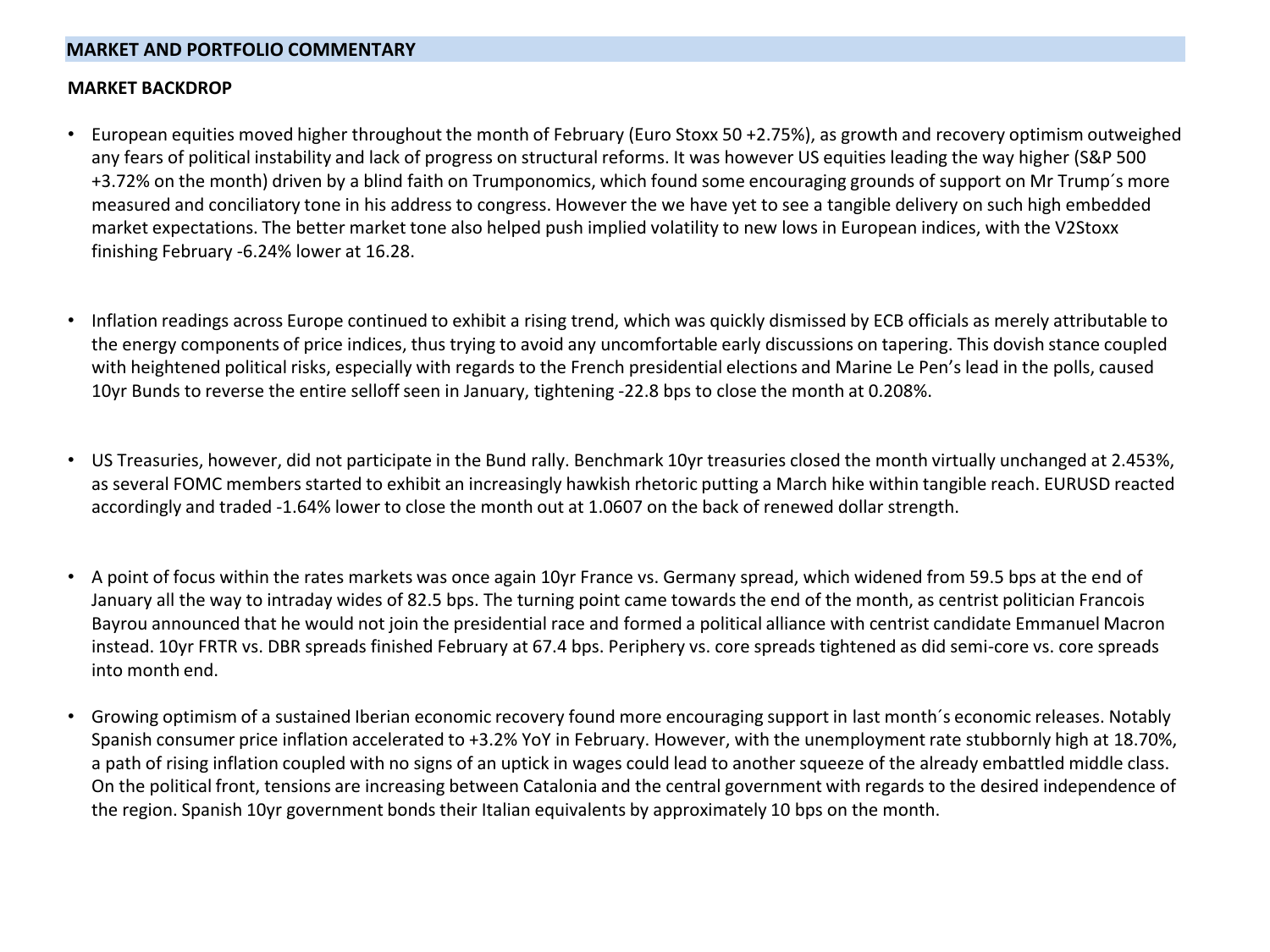## MARKET AND PORTFOLIO COMMENTARY

### MARKET BACKDROP

- European equities moved higher throughout the month of February (Euro Stoxx 50 +2.75%), as growth and recovery optimism outweighed any fears of political instability and lack of progress on structural reforms. It was however US equities leading the way higher (S&P 500 +3.72% on the month) driven by a blind faith on Trumponomics, which found some encouraging grounds of support on Mr Trump´s more measured and conciliatory tone in his address to congress. However the we have yet to see a tangible delivery on such high embedded market expectations. The better market tone also helped push implied volatility to new lows in European indices, with the V2Stoxx finishing February -6.24% lower at 16.28.

- Inflation readings across Europe continued to exhibit a rising trend, which was quickly dismissed by ECB officials as merely attributable to the energy components of price indices, thus trying to avoid any uncomfortable early discussions on tapering. This dovish stance coupled with heightened political risks, especially with regards to the French presidential elections and Marine Le Pen's lead in the polls, caused 10yr Bunds to reverse the entire selloff seen in January, tightening -22.8 bps to close the month at 0.208%.

- US Treasuries, however, did not participate in the Bund rally. Benchmark 10yr treasuries closed the month virtually unchanged at 2.453%, as several FOMC members started to exhibit an increasingly hawkish rhetoric putting a March hike within tangible reach. EURUSD reacted accordingly and traded -1.64% lower to close the month out at 1.0607 on the back of renewed dollar strength.

- A point of focus within the rates markets was once again 10yr France vs. Germany spread, which widened from 59.5 bps at the end of January all the way to intraday wides of 82.5 bps. The turning point came towards the end of the month, as centrist politician Francois Bayrou announced that he would not join the presidential race and formed a political alliance with centrist candidate Emmanuel Macron instead. 10yr FRTR vs. DBR spreads finished February at 67.4 bps. Periphery vs. core spreads tightened as did semi-core vs. core spreads into month end.

- Growing optimism of a sustained Iberian economic recovery found more encouraging support in last month´s economic releases. Notably Spanish consumer price inflation accelerated to +3.2% YoY in February. However, with the unemployment rate stubbornly high at 18.70%, a path of rising inflation coupled with no signs of an uptick in wages could lead to another squeeze of the already embattled middle class. On the political front, tensions are increasing between Catalonia and the central government with regards to the desired independence of the region. Spanish 10yr government bonds their Italian equivalents by approximately 10 bps on the month.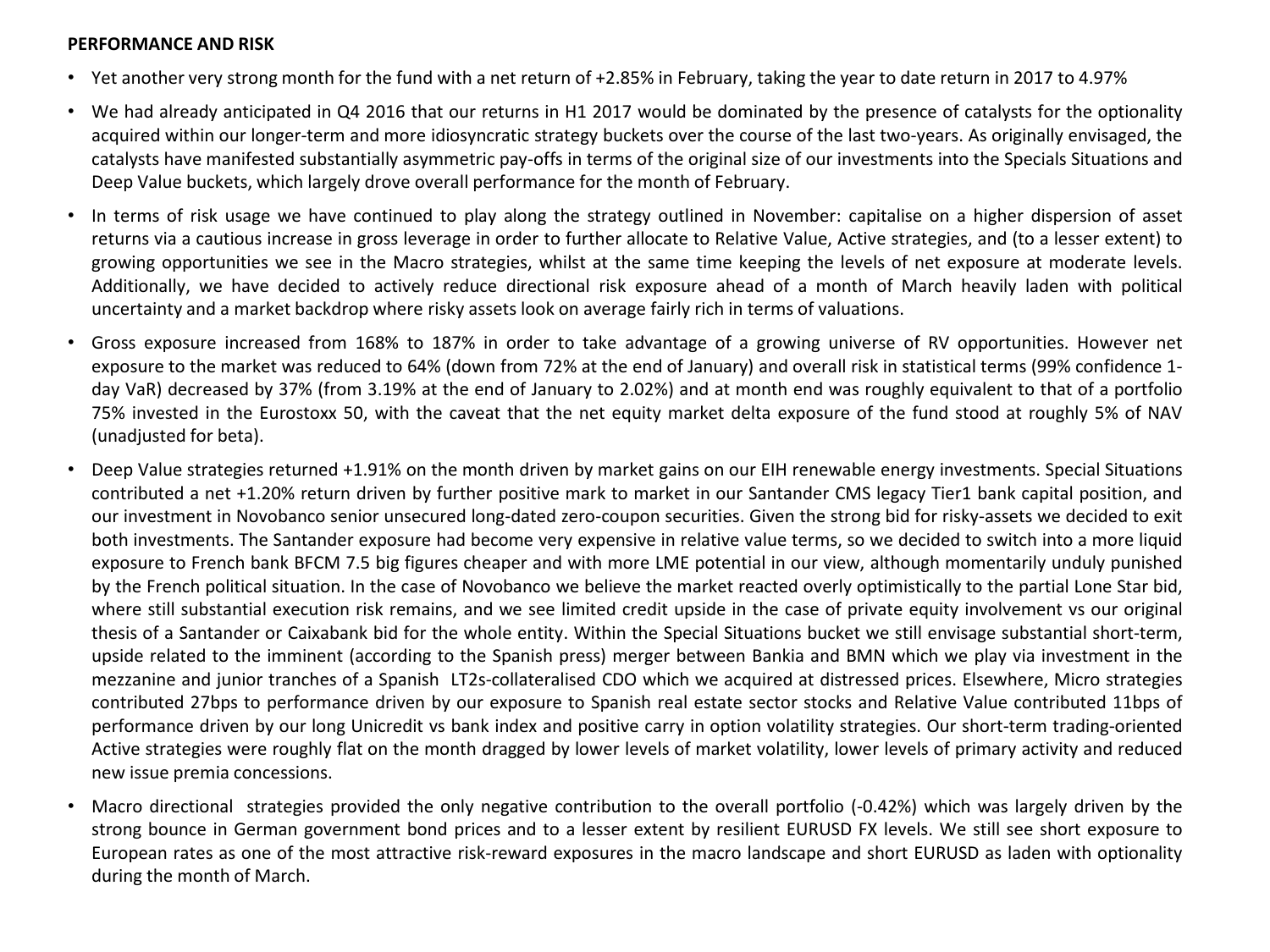**PERFORMANCE AND RISK**

- Yet another very strong month for the fund with a net return of +2.85% in February, taking the year to date return in 2017 to 4.97%
- We had already anticipated in Q4 2016 that our returns in H1 2017 would be dominated by the presence of catalysts for the optionality acquired within our longer-term and more idiosyncratic strategy buckets over the course of the last two-years. As originally envisaged, the catalysts have manifested substantially asymmetric pay-offs in terms of the original size of our investments into the Specials Situations and Deep Value buckets, which largely drove overall performance for the month of February.
- In terms of risk usage we have continued to play along the strategy outlined in November: capitalise on a higher dispersion of asset returns via a cautious increase in gross leverage in order to further allocate to Relative Value, Active strategies, and (to a lesser extent) to growing opportunities we see in the Macro strategies, whilst at the same time keeping the levels of net exposure at moderate levels. Additionally, we have decided to actively reduce directional risk exposure ahead of a month of March heavily laden with political uncertainty and a market backdrop where risky assets look on average fairly rich in terms of valuations.
- Gross exposure increased from 168% to 187% in order to take advantage of a growing universe of RV opportunities. However net exposure to the market was reduced to 64% (down from 72% at the end of January) and overall risk in statistical terms (99% confidence 1-day VaR) decreased by 37% (from 3.19% at the end of January to 2.02%) and at month end was roughly equivalent to that of a portfolio 75% invested in the Eurostoxx 50, with the caveat that the net equity market delta exposure of the fund stood at roughly 5% of NAV (unadjusted for beta).
- Deep Value strategies returned +1.91% on the month driven by market gains on our EIH renewable energy investments. Special Situations contributed a net +1.20% return driven by further positive mark to market in our Santander CMS legacy Tier1 bank capital position, and our investment in Novobanco senior unsecured long-dated zero-coupon securities. Given the strong bid for risky-assets we decided to exit both investments. The Santander exposure had become very expensive in relative value terms, so we decided to switch into a more liquid exposure to French bank BFCM 7.5 big figures cheaper and with more LME potential in our view, although momentarily unduly punished by the French political situation. In the case of Novobanco we believe the market reacted overly optimistically to the partial Lone Star bid, where still substantial execution risk remains, and we see limited credit upside in the case of private equity involvement vs our original thesis of a Santander or Caixabank bid for the whole entity. Within the Special Situations bucket we still envisage substantial short-term, upside related to the imminent (according to the Spanish press) merger between Bankia and BMN which we play via investment in the mezzanine and junior tranches of a Spanish LT2s-collateralised CDO which we acquired at distressed prices. Elsewhere, Micro strategies contributed 27bps to performance driven by our exposure to Spanish real estate sector stocks and Relative Value contributed 11bps of performance driven by our long Unicredit vs bank index and positive carry in option volatility strategies. Our short-term trading-oriented Active strategies were roughly flat on the month dragged by lower levels of market volatility, lower levels of primary activity and reduced new issue premia concessions.
- Macro directional strategies provided the only negative contribution to the overall portfolio (-0.42%) which was largely driven by the strong bounce in German government bond prices and to a lesser extent by resilient EURUSD FX levels. We still see short exposure to European rates as one of the most attractive risk-reward exposures in the macro landscape and short EURUSD as laden with optionality during the month of March.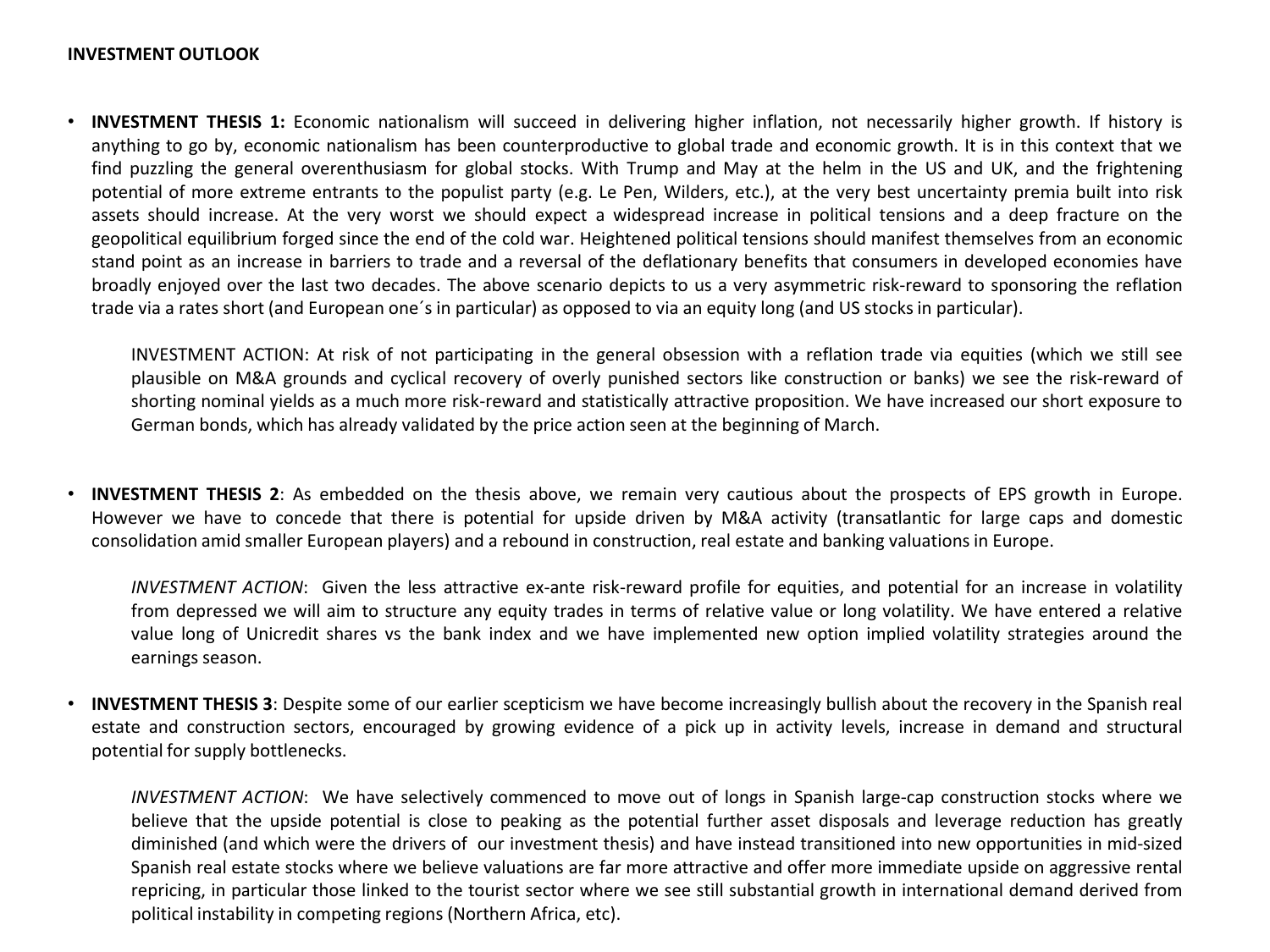**INVESTMENT OUTLOOK**

- **INVESTMENT THESIS 1:** Economic nationalism will succeed in delivering higher inflation, not necessarily higher growth. If history is anything to go by, economic nationalism has been counterproductive to global trade and economic growth. It is in this context that we find puzzling the general overenthusiasm for global stocks. With Trump and May at the helm in the US and UK, and the frightening potential of more extreme entrants to the populist party (e.g. Le Pen, Wilders, etc.), at the very best uncertainty premia built into risk assets should increase. At the very worst we should expect a widespread increase in political tensions and a deep fracture on the geopolitical equilibrium forged since the end of the cold war. Heightened political tensions should manifest themselves from an economic stand point as an increase in barriers to trade and a reversal of the deflationary benefits that consumers in developed economies have broadly enjoyed over the last two decades. The above scenario depicts to us a very asymmetric risk-reward to sponsoring the reflation trade via a rates short (and European one´s in particular) as opposed to via an equity long (and US stocks in particular).

  INVESTMENT ACTION: At risk of not participating in the general obsession with a reflation trade via equities (which we still see plausible on M&A grounds and cyclical recovery of overly punished sectors like construction or banks) we see the risk-reward of shorting nominal yields as a much more risk-reward and statistically attractive proposition. We have increased our short exposure to German bonds, which has already validated by the price action seen at the beginning of March.

- **INVESTMENT THESIS 2**: As embedded on the thesis above, we remain very cautious about the prospects of EPS growth in Europe. However we have to concede that there is potential for upside driven by M&A activity (transatlantic for large caps and domestic consolidation amid smaller European players) and a rebound in construction, real estate and banking valuations in Europe.

  *INVESTMENT ACTION*: Given the less attractive ex-ante risk-reward profile for equities, and potential for an increase in volatility from depressed we will aim to structure any equity trades in terms of relative value or long volatility. We have entered a relative value long of Unicredit shares vs the bank index and we have implemented new option implied volatility strategies around the earnings season.

- **INVESTMENT THESIS 3**: Despite some of our earlier scepticism we have become increasingly bullish about the recovery in the Spanish real estate and construction sectors, encouraged by growing evidence of a pick up in activity levels, increase in demand and structural potential for supply bottlenecks.

  *INVESTMENT ACTION*: We have selectively commenced to move out of longs in Spanish large-cap construction stocks where we believe that the upside potential is close to peaking as the potential further asset disposals and leverage reduction has greatly diminished (and which were the drivers of our investment thesis) and have instead transitioned into new opportunities in mid-sized Spanish real estate stocks where we believe valuations are far more attractive and offer more immediate upside on aggressive rental repricing, in particular those linked to the tourist sector where we see still substantial growth in international demand derived from political instability in competing regions (Northern Africa, etc).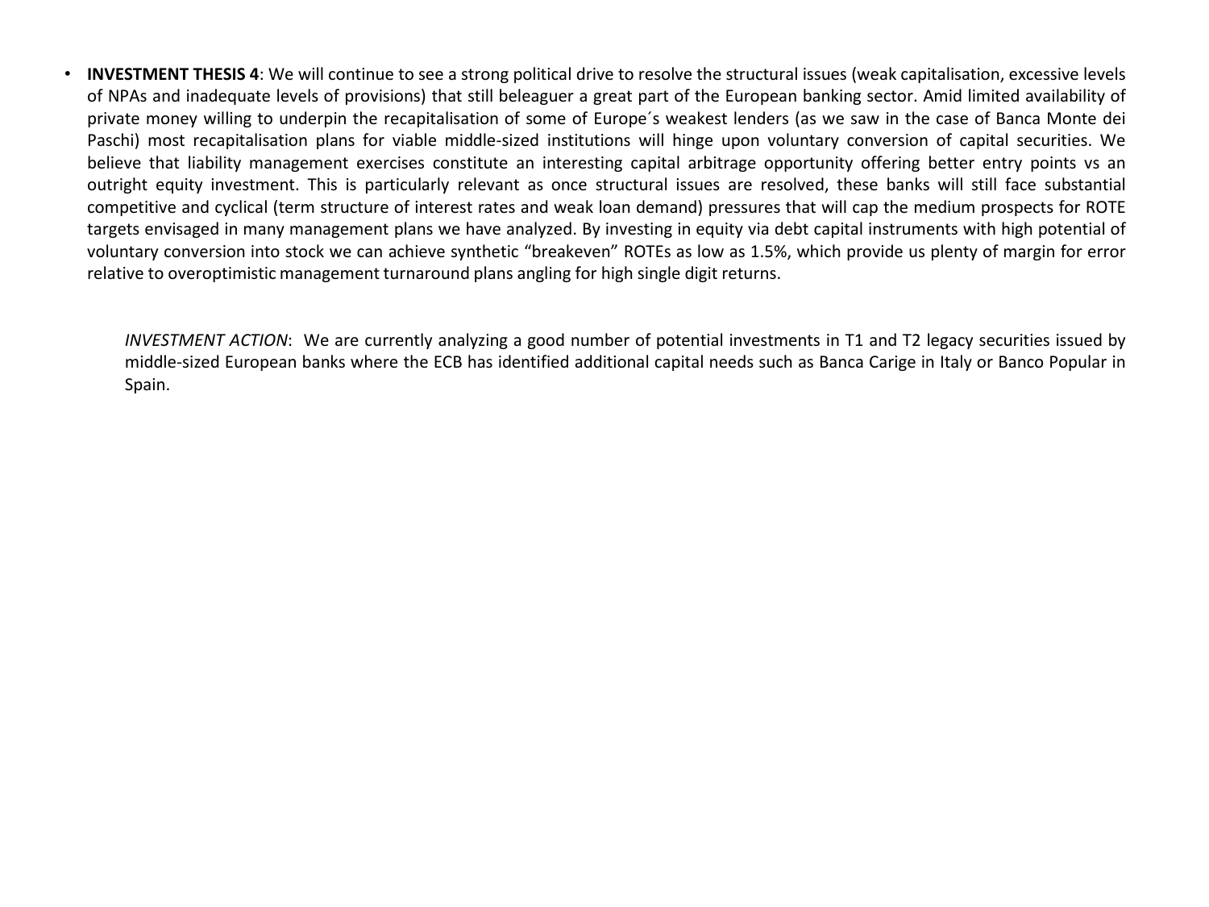- **INVESTMENT THESIS 4**: We will continue to see a strong political drive to resolve the structural issues (weak capitalisation, excessive levels of NPAs and inadequate levels of provisions) that still beleaguer a great part of the European banking sector. Amid limited availability of private money willing to underpin the recapitalisation of some of Europe´s weakest lenders (as we saw in the case of Banca Monte dei Paschi) most recapitalisation plans for viable middle-sized institutions will hinge upon voluntary conversion of capital securities. We believe that liability management exercises constitute an interesting capital arbitrage opportunity offering better entry points vs an outright equity investment. This is particularly relevant as once structural issues are resolved, these banks will still face substantial competitive and cyclical (term structure of interest rates and weak loan demand) pressures that will cap the medium prospects for ROTE targets envisaged in many management plans we have analyzed. By investing in equity via debt capital instruments with high potential of voluntary conversion into stock we can achieve synthetic "breakeven" ROTEs as low as 1.5%, which provide us plenty of margin for error relative to overoptimistic management turnaround plans angling for high single digit returns.

  *INVESTMENT ACTION*: We are currently analyzing a good number of potential investments in T1 and T2 legacy securities issued by middle-sized European banks where the ECB has identified additional capital needs such as Banca Carige in Italy or Banco Popular in Spain.